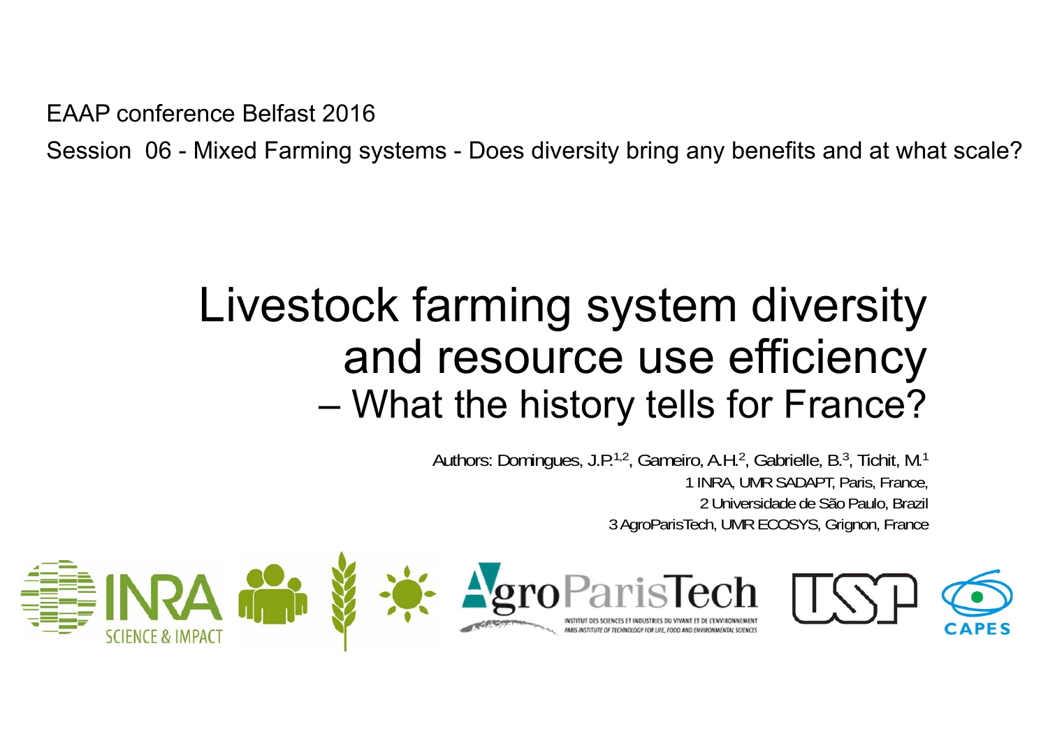EAAP conference Belfast 2016

Session 06 - Mixed Farming systems - Does diversity bring any benefits and at what scale?

# Livestock farming system diversity and resource use efficiency – What the history tells for France?

Authors: Domingues, J.P.[1,2], Gameiro, A.H.[2], Gabrielle, B.[3], Tichit, M.[1]

1 INRA, UMR SADAPT, Paris, France,

2 Universidade de São Paulo, Brazil

3 AgroParisTech, UMR ECOSYS, Grignon, France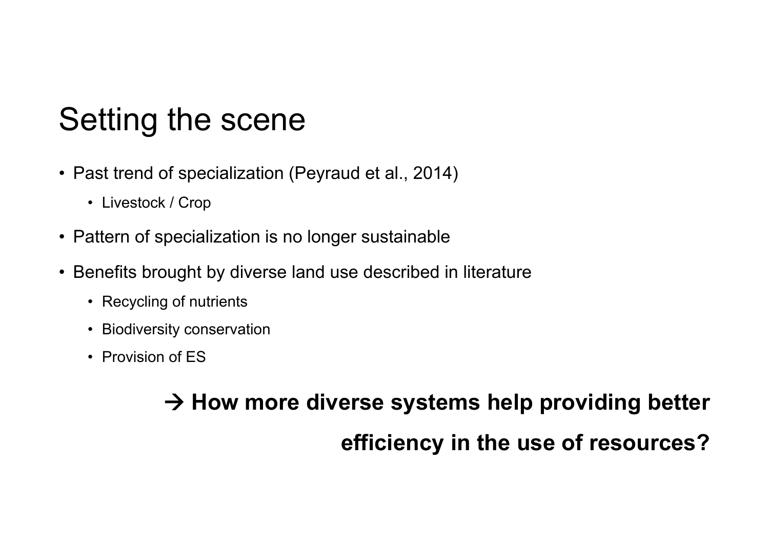# Setting the scene

- Past trend of specialization (Peyraud et al., 2014)
  - Livestock / Crop
- Pattern of specialization is no longer sustainable
- Benefits brought by diverse land use described in literature
  - Recycling of nutrients
  - Biodiversity conservation
  - Provision of ES

**→ How more diverse systems help providing better efficiency in the use of resources?**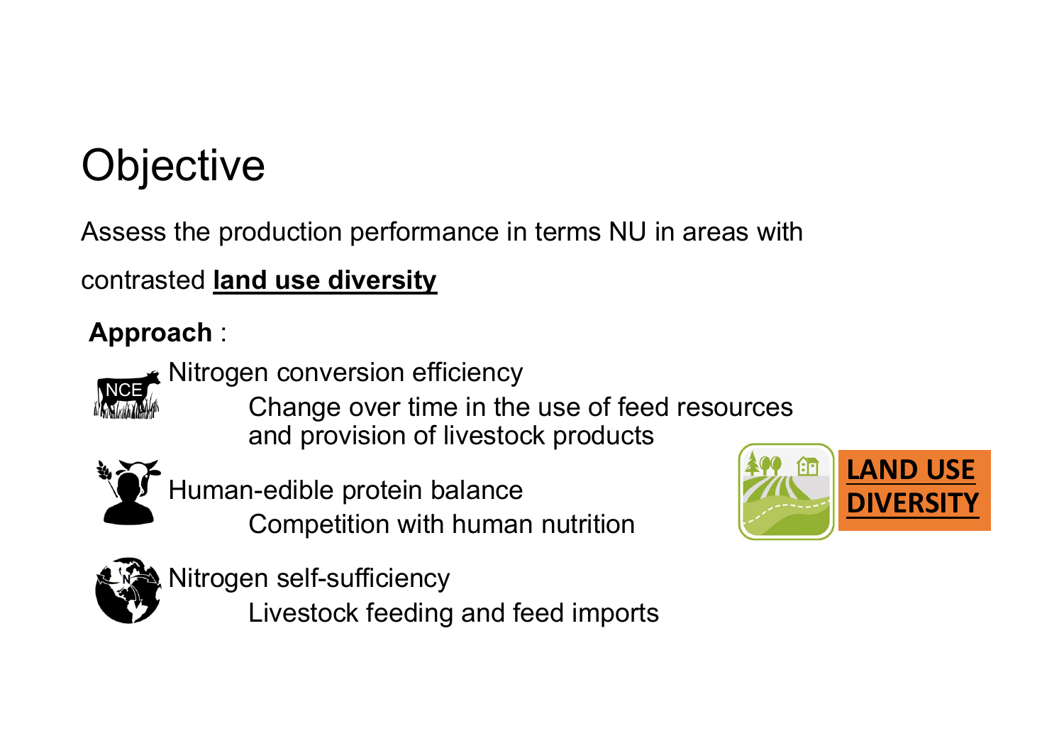# Objective

Assess the production performance in terms NU in areas with contrasted **land use diversity**

**Approach** :

NCE Nitrogen conversion efficiency

Change over time in the use of feed resources and provision of livestock products

Human-edible protein balance

Competition with human nutrition

Nitrogen self-sufficiency

Livestock feeding and feed imports

LAND USE DIVERSITY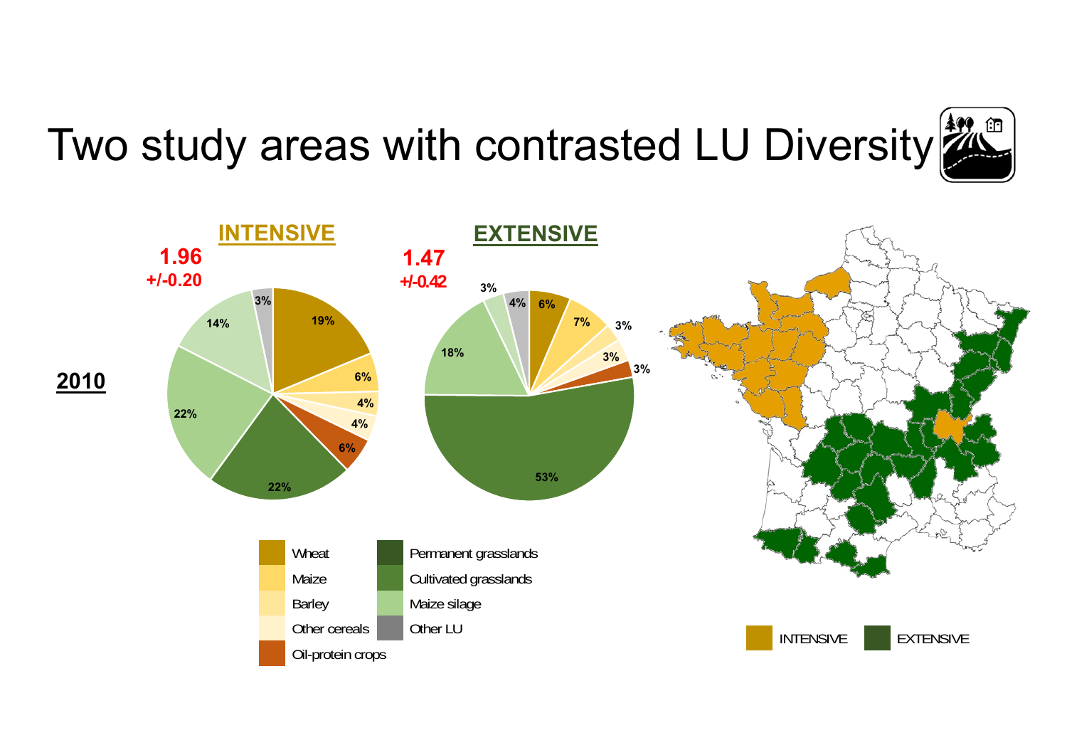# Two study areas with contrasted LU Diversity

**2010**

**INTENSIVE**

1.96
+/-0.20

| Land use | Share |
| --- | --- |
| Wheat | 19% |
| Maize | 6% |
| Barley | 4% |
| Other cereals | 4% |
| Oil-protein crops | 6% |
| Cultivated grasslands | 22% |
| Maize silage | 22% |
| (unlabelled segment) | 14% |
| Other LU | 3% |

**EXTENSIVE**

1.47
+/-0.42

| Land use | Share |
| --- | --- |
| Wheat | 6% |
| Maize | 7% |
| Barley | 3% |
| Other cereals | 3% |
| Oil-protein crops | 3% |
| Cultivated grasslands | 53% |
| Maize silage | 18% |
| (unlabelled segment) | 3% |
| Other LU | 4% |

Legend: Wheat, Maize, Barley, Other cereals, Oil-protein crops, Permanent grasslands, Cultivated grasslands, Maize silage, Other LU

Map legend: INTENSIVE, EXTENSIVE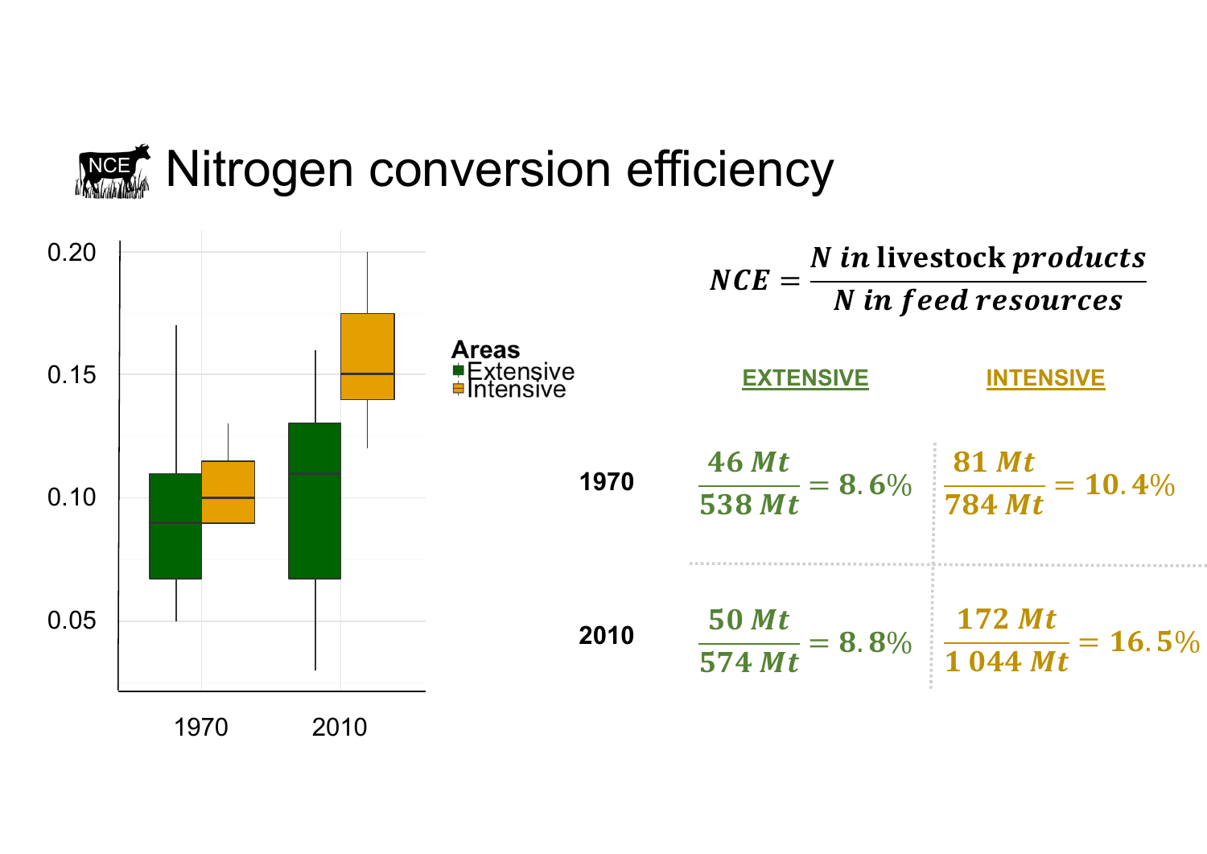# Nitrogen conversion efficiency

$$NCE = \frac{N\ in\ \text{livestock}\ products}{N\ in\ feed\ resources}$$

| | EXTENSIVE | INTENSIVE |
|---|---|---|
| **1970** | $\frac{46\ Mt}{538\ Mt} = 8.6\%$ | $\frac{81\ Mt}{784\ Mt} = 10.4\%$ |
| **2010** | $\frac{50\ Mt}{574\ Mt} = 8.8\%$ | $\frac{172\ Mt}{1\,044\ Mt} = 16.5\%$ |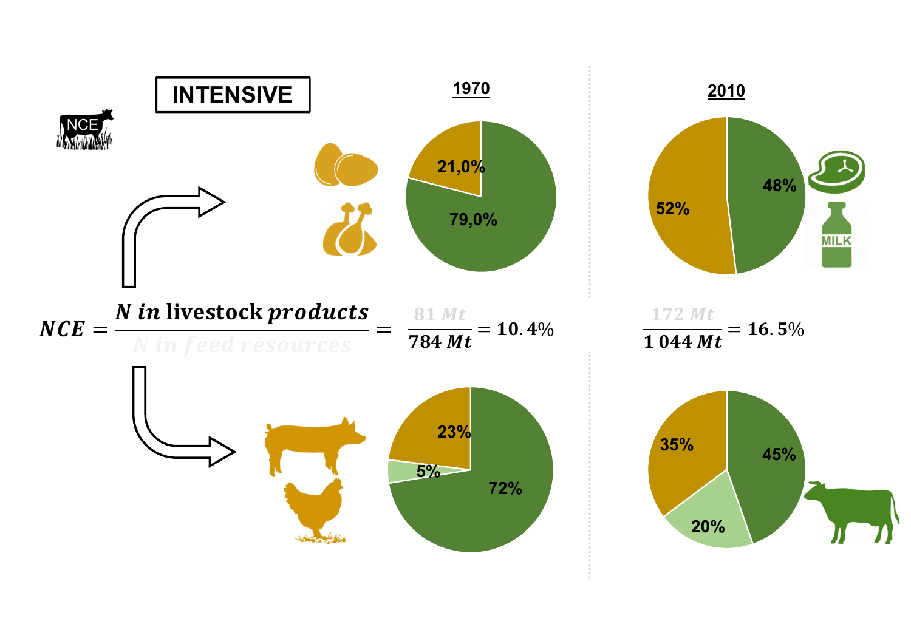**INTENSIVE**

NCE

**1970**

21,0%

79,0%

**2010**

52%

48%

MILK

$$NCE = \frac{N \text{ in livestock products}}{N \text{ in feed resources}} = \frac{81\ Mt}{784\ Mt} = 10.4\%$$

$$\frac{172\ Mt}{1\,044\ Mt} = 16.5\%$$

23%

5%

72%

35%

20%

45%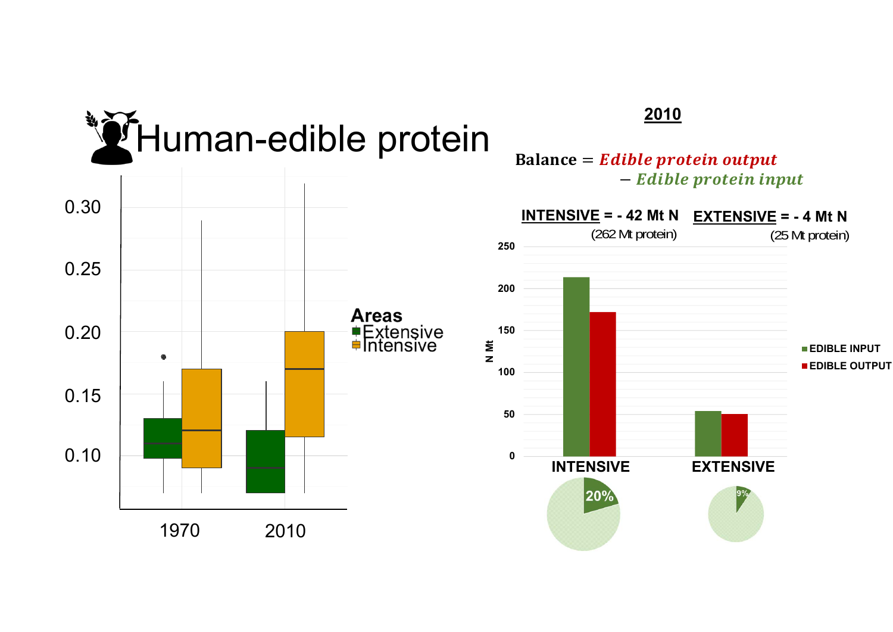# Human-edible protein

**2010**

$$\text{Balance} = \textit{Edible protein output} - \textit{Edible protein input}$$

**INTENSIVE = - 42 Mt N** (262 Mt protein)

**EXTENSIVE = - 4 Mt N** (25 Mt protein)

Areas: Extensive, Intensive

1970, 2010

N Mt

EDIBLE INPUT, EDIBLE OUTPUT

INTENSIVE: 20%

EXTENSIVE: 9%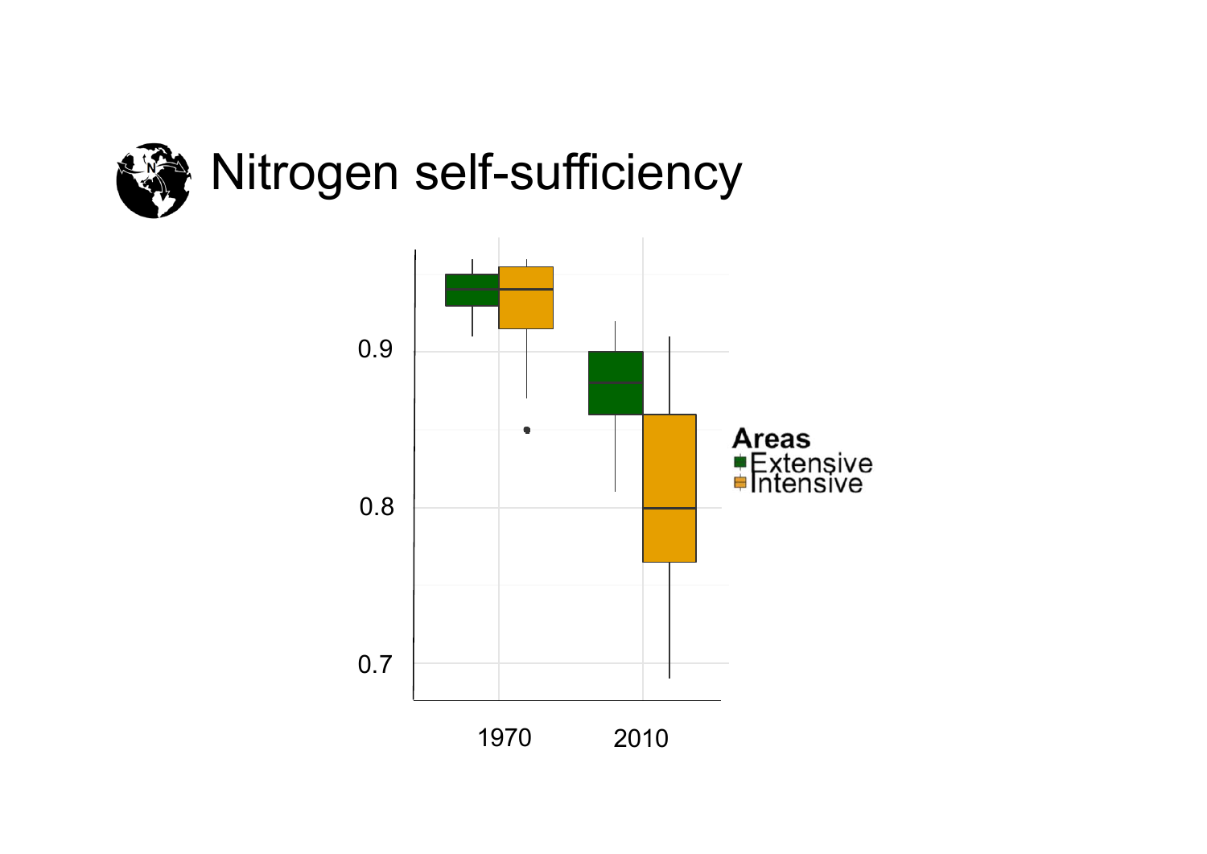# Nitrogen self-sufficiency

0.9

0.8

0.7

1970 2010

**Areas**

Extensive

Intensive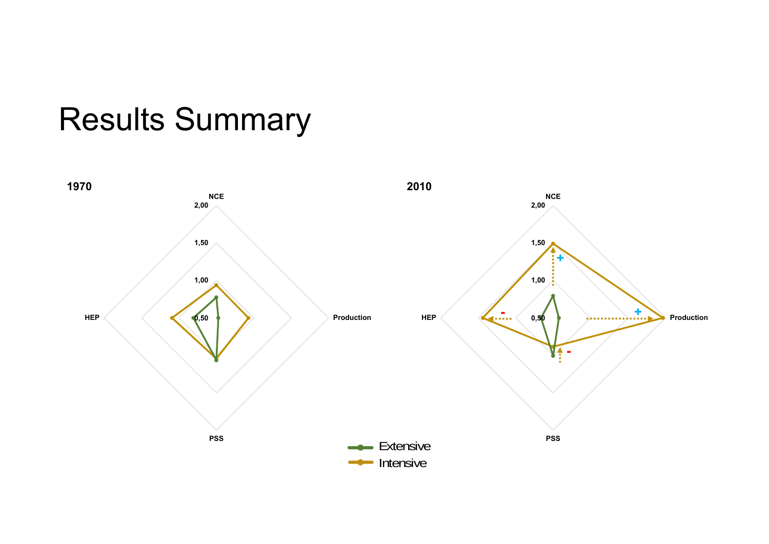# Results Summary

**1970**

**2010**

NCE

2,00

1,50

1,00

0,50

HEP

Production

PSS

Extensive

Intensive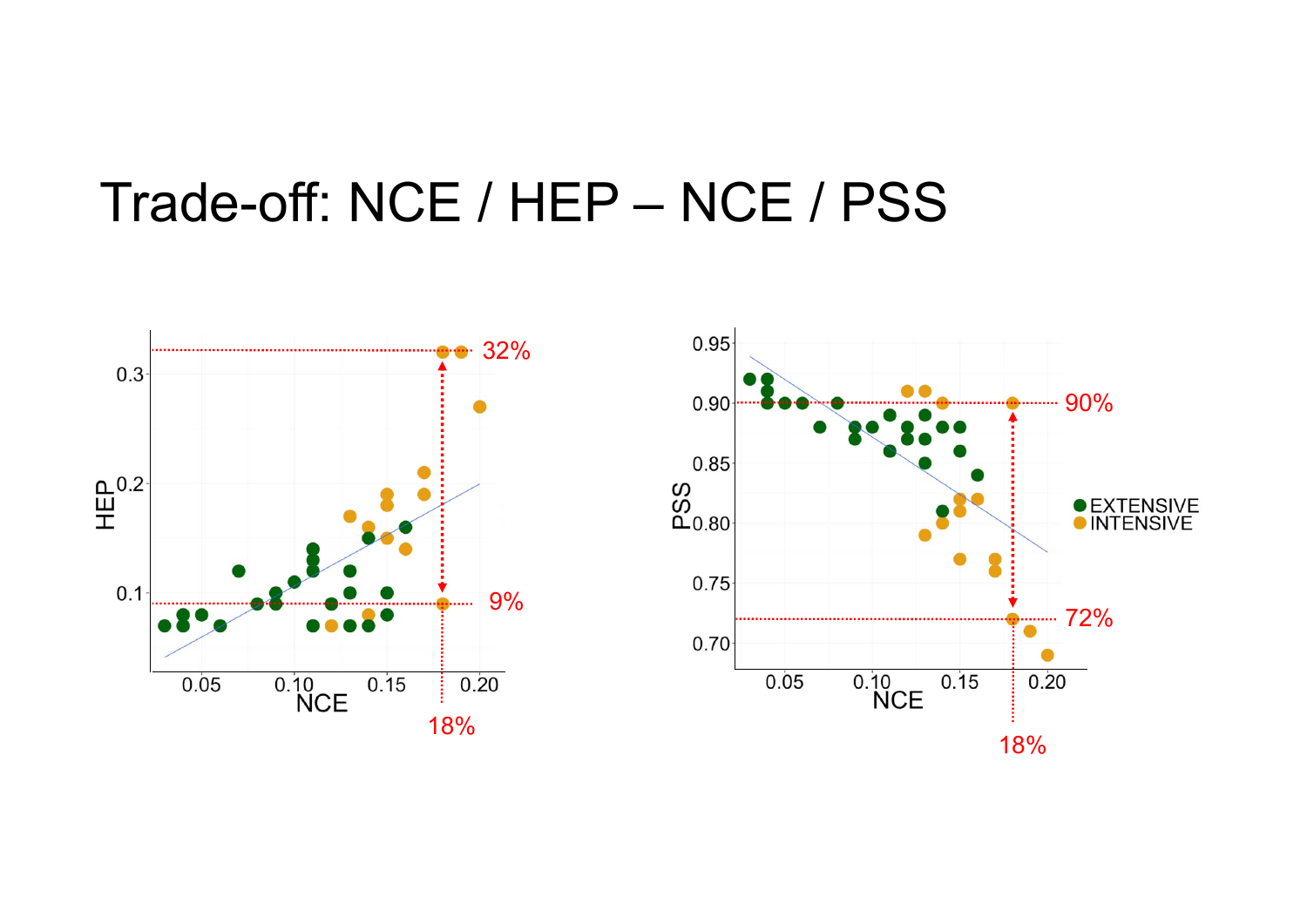# Trade-off: NCE / HEP – NCE / PSS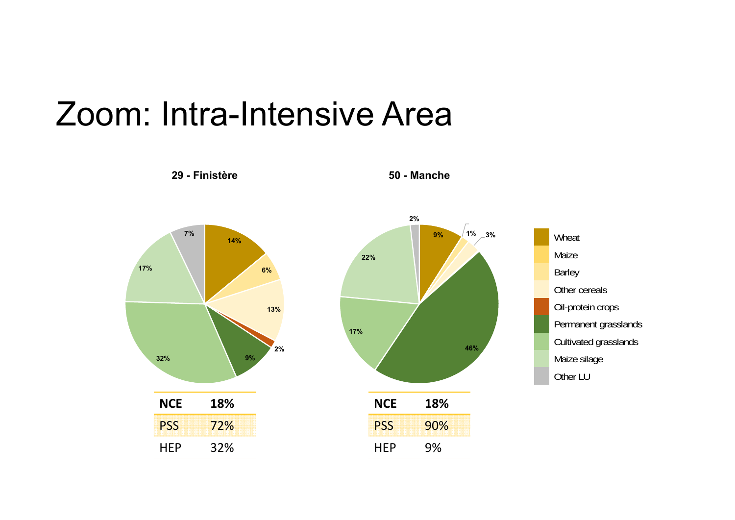# Zoom: Intra-Intensive Area

**29 - Finistère**

| Category | Share |
|---|---|
| Wheat | 14% |
| Barley | 6% |
| Other cereals | 13% |
| Oil-protein crops | 2% |
| Permanent grasslands | 9% |
| Cultivated grasslands | 32% |
| Maize silage | 17% |
| Other LU | 7% |

| | |
|---|---|
| **NCE** | **18%** |
| PSS | 72% |
| HEP | 32% |

**50 - Manche**

| Category | Share |
|---|---|
| Wheat | 9% |
| Maize | 1% |
| Barley | 3% |
| Permanent grasslands | 46% |
| Cultivated grasslands | 17% |
| Maize silage | 22% |
| Other LU | 2% |

| | |
|---|---|
| **NCE** | **18%** |
| PSS | 90% |
| HEP | 9% |

Legend: Wheat, Maize, Barley, Other cereals, Oil-protein crops, Permanent grasslands, Cultivated grasslands, Maize silage, Other LU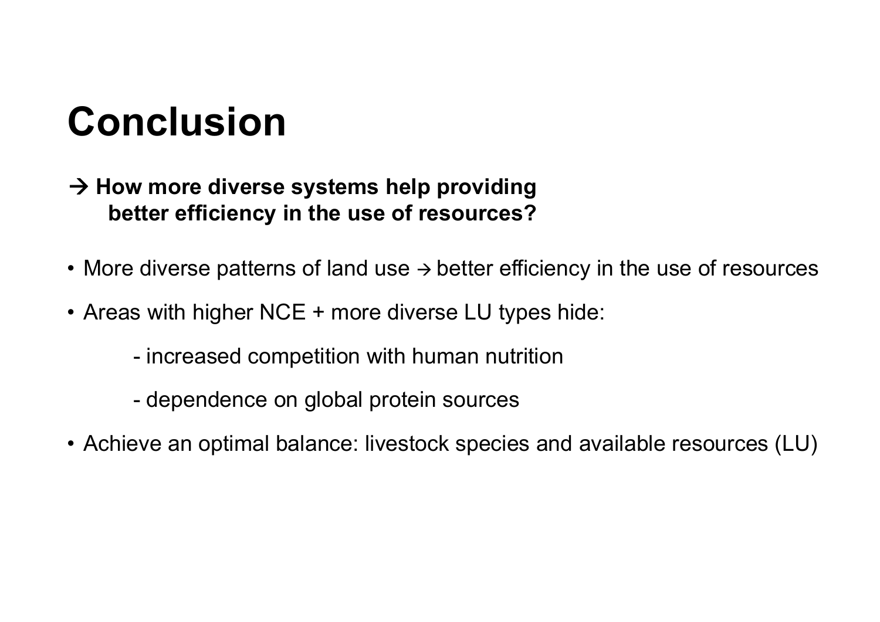# Conclusion

**→ How more diverse systems help providing better efficiency in the use of resources?**

- More diverse patterns of land use → better efficiency in the use of resources
- Areas with higher NCE + more diverse LU types hide:
  - increased competition with human nutrition
  - dependence on global protein sources
- Achieve an optimal balance: livestock species and available resources (LU)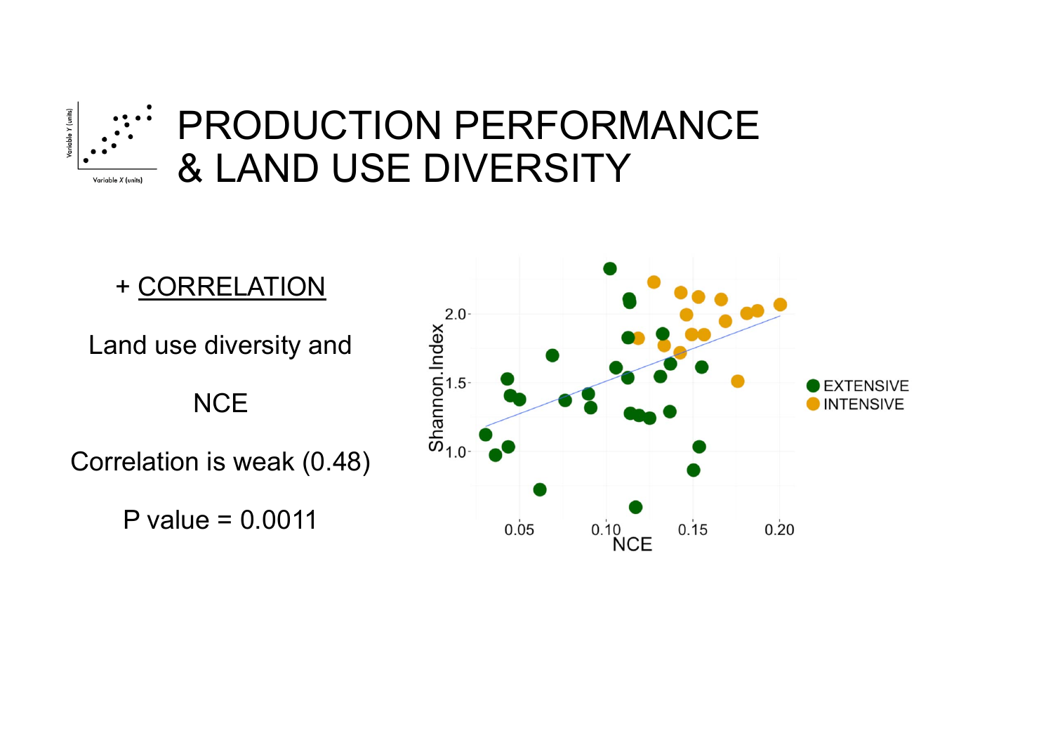# PRODUCTION PERFORMANCE & LAND USE DIVERSITY

+ CORRELATION

Land use diversity and

NCE

Correlation is weak (0.48)

P value = 0.0011

Shannon.Index

2.0

1.5

1.0

0.05

0.10

0.15

0.20

NCE

EXTENSIVE

INTENSIVE